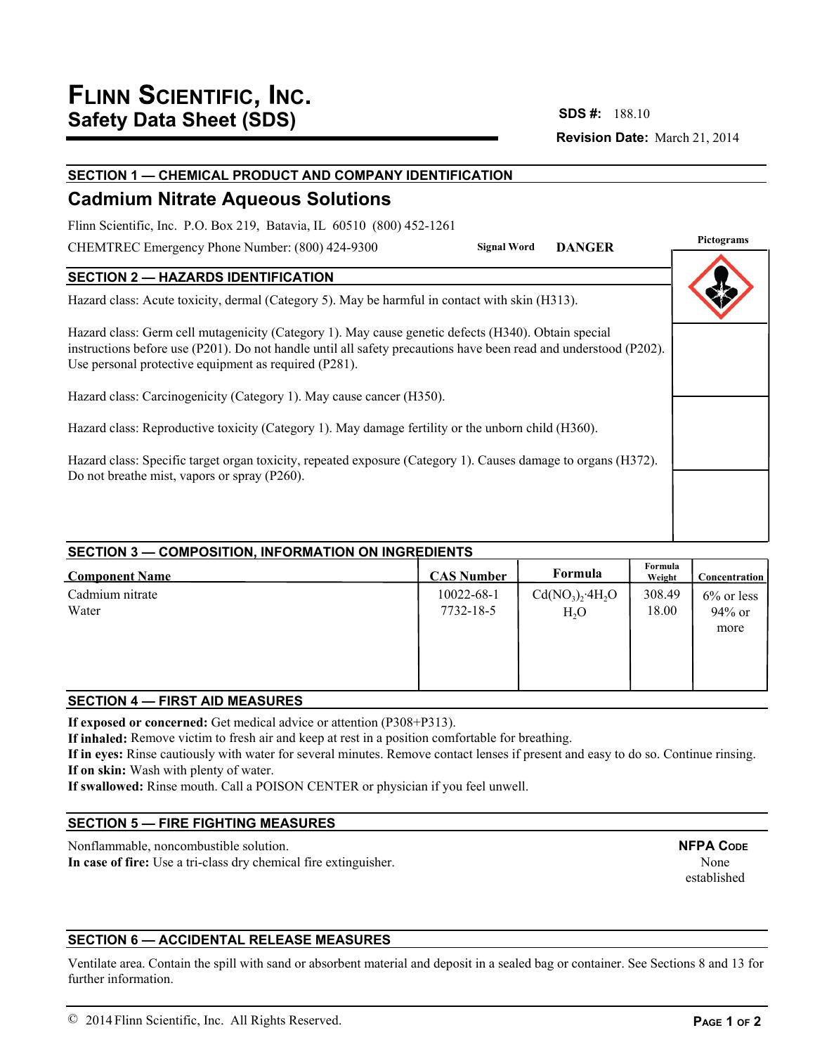# Flinn Scientific, Inc.

## Safety Data Sheet (SDS)

**SDS #:** 188.10

**Revision Date:** March 21, 2014

## SECTION 1 — CHEMICAL PRODUCT AND COMPANY IDENTIFICATION

## Cadmium Nitrate Aqueous Solutions

Flinn Scientific, Inc. P.O. Box 219, Batavia, IL 60510 (800) 452-1261

CHEMTREC Emergency Phone Number: (800) 424-9300

**Signal Word** **DANGER**

**Pictograms**

## SECTION 2 — HAZARDS IDENTIFICATION

Hazard class: Acute toxicity, dermal (Category 5). May be harmful in contact with skin (H313).

Hazard class: Germ cell mutagenicity (Category 1). May cause genetic defects (H340). Obtain special instructions before use (P201). Do not handle until all safety precautions have been read and understood (P202). Use personal protective equipment as required (P281).

Hazard class: Carcinogenicity (Category 1). May cause cancer (H350).

Hazard class: Reproductive toxicity (Category 1). May damage fertility or the unborn child (H360).

Hazard class: Specific target organ toxicity, repeated exposure (Category 1). Causes damage to organs (H372). Do not breathe mist, vapors or spray (P260).

## SECTION 3 — COMPOSITION, INFORMATION ON INGREDIENTS

| Component Name | CAS Number | Formula | Formula Weight | Concentration |
|---|---|---|---|---|
| Cadmium nitrate | 10022-68-1 | $Cd(NO_3)_2{\cdot}4H_2O$ | 308.49 | 6% or less |
| Water | 7732-18-5 | $H_2O$ | 18.00 | 94% or more |

## SECTION 4 — FIRST AID MEASURES

**If exposed or concerned:** Get medical advice or attention (P308+P313).
**If inhaled:** Remove victim to fresh air and keep at rest in a position comfortable for breathing.
**If in eyes:** Rinse cautiously with water for several minutes. Remove contact lenses if present and easy to do so. Continue rinsing.
**If on skin:** Wash with plenty of water.
**If swallowed:** Rinse mouth. Call a POISON CENTER or physician if you feel unwell.

## SECTION 5 — FIRE FIGHTING MEASURES

Nonflammable, noncombustible solution.
**In case of fire:** Use a tri-class dry chemical fire extinguisher.

**NFPA Code**
None established

## SECTION 6 — ACCIDENTAL RELEASE MEASURES

Ventilate area. Contain the spill with sand or absorbent material and deposit in a sealed bag or container. See Sections 8 and 13 for further information.

© 2014 Flinn Scientific, Inc. All Rights Reserved.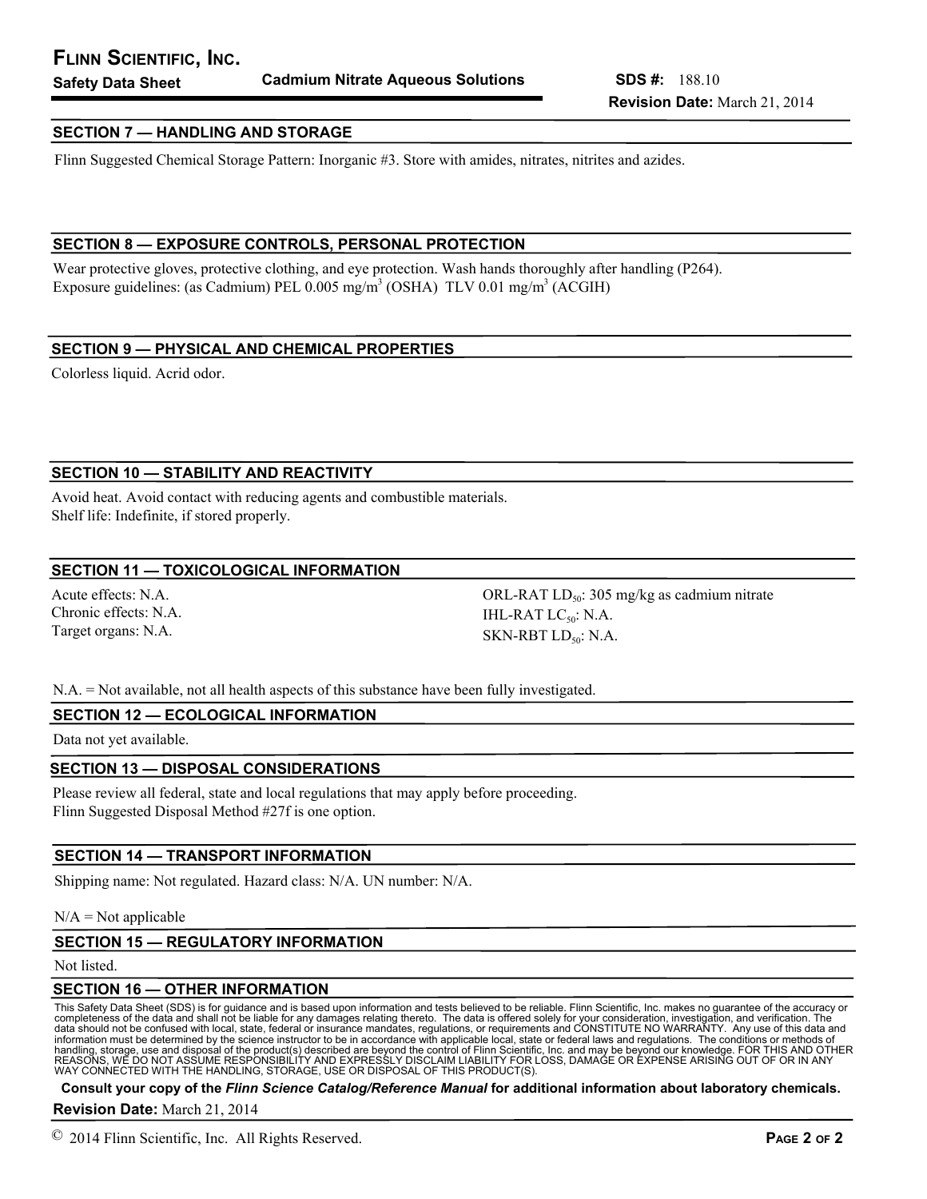## SECTION 7 — HANDLING AND STORAGE

Flinn Suggested Chemical Storage Pattern: Inorganic #3. Store with amides, nitrates, nitrites and azides.

## SECTION 8 — EXPOSURE CONTROLS, PERSONAL PROTECTION

Wear protective gloves, protective clothing, and eye protection. Wash hands thoroughly after handling (P264).
Exposure guidelines: (as Cadmium) PEL 0.005 $mg/m^3$ (OSHA) TLV 0.01 $mg/m^3$ (ACGIH)

## SECTION 9 — PHYSICAL AND CHEMICAL PROPERTIES

Colorless liquid. Acrid odor.

## SECTION 10 — STABILITY AND REACTIVITY

Avoid heat. Avoid contact with reducing agents and combustible materials.
Shelf life: Indefinite, if stored properly.

## SECTION 11 — TOXICOLOGICAL INFORMATION

Acute effects: N.A.
Chronic effects: N.A.
Target organs: N.A.

ORL-RAT $LD_{50}$: 305 mg/kg as cadmium nitrate
IHL-RAT $LC_{50}$: N.A.
SKN-RBT $LD_{50}$: N.A.

N.A. = Not available, not all health aspects of this substance have been fully investigated.

## SECTION 12 — ECOLOGICAL INFORMATION

Data not yet available.

## SECTION 13 — DISPOSAL CONSIDERATIONS

Please review all federal, state and local regulations that may apply before proceeding.
Flinn Suggested Disposal Method #27f is one option.

## SECTION 14 — TRANSPORT INFORMATION

Shipping name: Not regulated. Hazard class: N/A. UN number: N/A.

N/A = Not applicable

## SECTION 15 — REGULATORY INFORMATION

Not listed.

## SECTION 16 — OTHER INFORMATION

This Safety Data Sheet (SDS) is for guidance and is based upon information and tests believed to be reliable. Flinn Scientific, Inc. makes no guarantee of the accuracy or completeness of the data and shall not be liable for any damages relating thereto. The data is offered solely for your consideration, investigation, and verification. The data should not be confused with local, state, federal or insurance mandates, regulations, or requirements and CONSTITUTE NO WARRANTY. Any use of this data and information must be determined by the science instructor to be in accordance with applicable local, state or federal laws and regulations. The conditions or methods of handling, storage, use and disposal of the product(s) described are beyond the control of Flinn Scientific, Inc. and may be beyond our knowledge. FOR THIS AND OTHER REASONS, WE DO NOT ASSUME RESPONSIBILITY AND EXPRESSLY DISCLAIM LIABILITY FOR LOSS, DAMAGE OR EXPENSE ARISING OUT OF OR IN ANY WAY CONNECTED WITH THE HANDLING, STORAGE, USE OR DISPOSAL OF THIS PRODUCT(S).

**Consult your copy of the *Flinn Science Catalog/Reference Manual* for additional information about laboratory chemicals.**

**Revision Date:** March 21, 2014

© 2014 Flinn Scientific, Inc. All Rights Reserved.